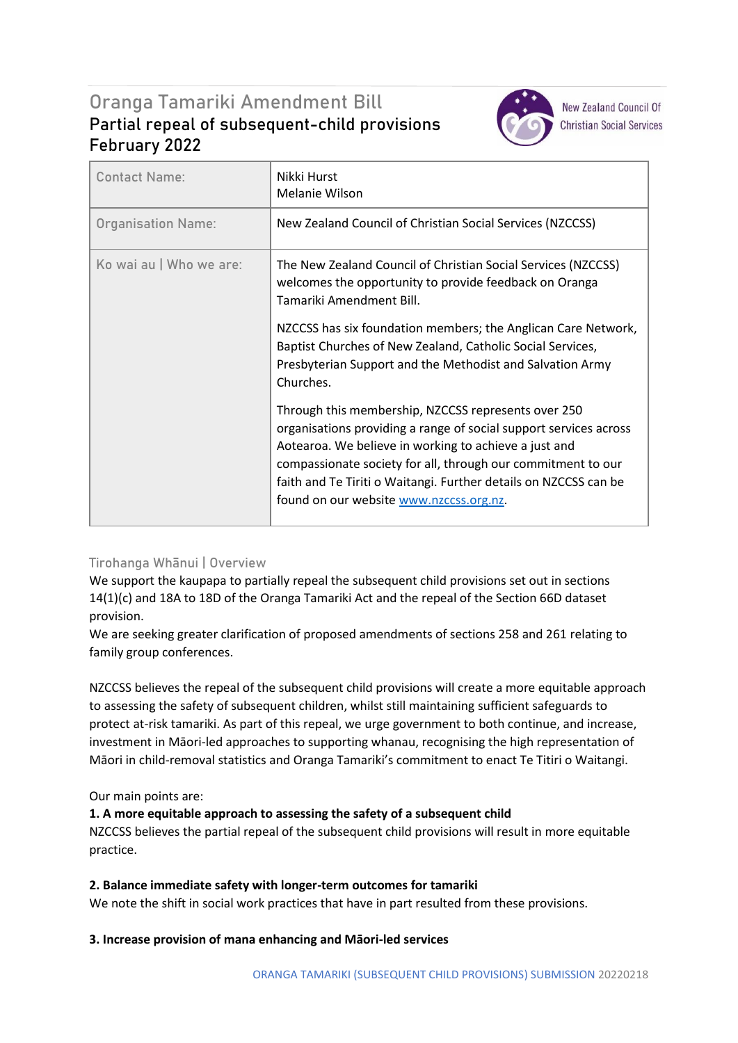# Oranga Tamariki Amendment Bill

## Partial repeal of subsequent-child provisions

## February 2022

New Zealand Council Of Christian Social Services

| Contact Name: | Nikki Hurst<br>Melanie Wilson |
|---|---|
| Organisation Name: | New Zealand Council of Christian Social Services (NZCCSS) |
| Ko wai au \| Who we are: | The New Zealand Council of Christian Social Services (NZCCSS) welcomes the opportunity to provide feedback on Oranga Tamariki Amendment Bill.<br><br>NZCCSS has six foundation members; the Anglican Care Network, Baptist Churches of New Zealand, Catholic Social Services, Presbyterian Support and the Methodist and Salvation Army Churches.<br><br>Through this membership, NZCCSS represents over 250 organisations providing a range of social support services across Aotearoa. We believe in working to achieve a just and compassionate society for all, through our commitment to our faith and Te Tiriti o Waitangi. Further details on NZCCSS can be found on our website [www.nzccss.org.nz](www.nzccss.org.nz). |

### Tirohanga Whānui | Overview

We support the kaupapa to partially repeal the subsequent child provisions set out in sections 14(1)(c) and 18A to 18D of the Oranga Tamariki Act and the repeal of the Section 66D dataset provision.

We are seeking greater clarification of proposed amendments of sections 258 and 261 relating to family group conferences.

NZCCSS believes the repeal of the subsequent child provisions will create a more equitable approach to assessing the safety of subsequent children, whilst still maintaining sufficient safeguards to protect at-risk tamariki. As part of this repeal, we urge government to both continue, and increase, investment in Māori-led approaches to supporting whanau, recognising the high representation of Māori in child-removal statistics and Oranga Tamariki's commitment to enact Te Titiri o Waitangi.

Our main points are:

**1. A more equitable approach to assessing the safety of a subsequent child**

NZCCSS believes the partial repeal of the subsequent child provisions will result in more equitable practice.

**2. Balance immediate safety with longer-term outcomes for tamariki**

We note the shift in social work practices that have in part resulted from these provisions.

**3. Increase provision of mana enhancing and Māori-led services**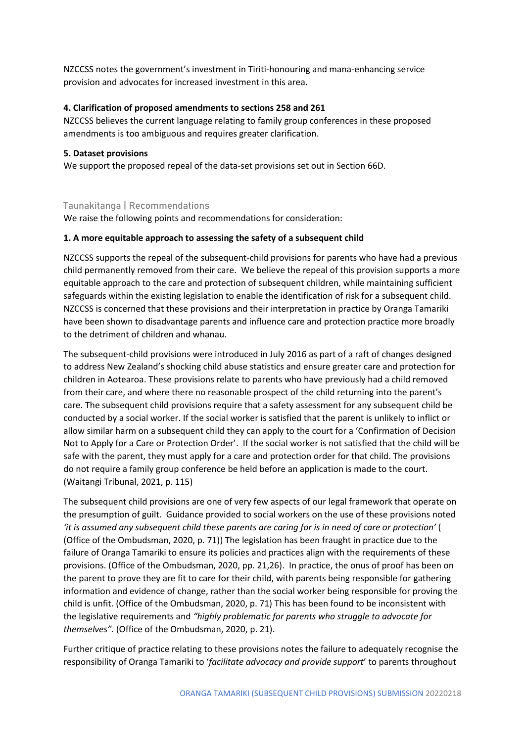NZCCSS notes the government's investment in Tiriti-honouring and mana-enhancing service provision and advocates for increased investment in this area.

**4. Clarification of proposed amendments to sections 258 and 261**
NZCCSS believes the current language relating to family group conferences in these proposed amendments is too ambiguous and requires greater clarification.

**5. Dataset provisions**
We support the proposed repeal of the data-set provisions set out in Section 66D.

## Taunakitanga | Recommendations

We raise the following points and recommendations for consideration:

**1. A more equitable approach to assessing the safety of a subsequent child**

NZCCSS supports the repeal of the subsequent-child provisions for parents who have had a previous child permanently removed from their care. We believe the repeal of this provision supports a more equitable approach to the care and protection of subsequent children, while maintaining sufficient safeguards within the existing legislation to enable the identification of risk for a subsequent child. NZCCSS is concerned that these provisions and their interpretation in practice by Oranga Tamariki have been shown to disadvantage parents and influence care and protection practice more broadly to the detriment of children and whanau.

The subsequent-child provisions were introduced in July 2016 as part of a raft of changes designed to address New Zealand's shocking child abuse statistics and ensure greater care and protection for children in Aotearoa. These provisions relate to parents who have previously had a child removed from their care, and where there no reasonable prospect of the child returning into the parent's care. The subsequent child provisions require that a safety assessment for any subsequent child be conducted by a social worker. If the social worker is satisfied that the parent is unlikely to inflict or allow similar harm on a subsequent child they can apply to the court for a 'Confirmation of Decision Not to Apply for a Care or Protection Order'. If the social worker is not satisfied that the child will be safe with the parent, they must apply for a care and protection order for that child. The provisions do not require a family group conference be held before an application is made to the court. (Waitangi Tribunal, 2021, p. 115)

The subsequent child provisions are one of very few aspects of our legal framework that operate on the presumption of guilt. Guidance provided to social workers on the use of these provisions noted *'it is assumed any subsequent child these parents are caring for is in need of care or protection'* ( (Office of the Ombudsman, 2020, p. 71)) The legislation has been fraught in practice due to the failure of Oranga Tamariki to ensure its policies and practices align with the requirements of these provisions. (Office of the Ombudsman, 2020, pp. 21,26). In practice, the onus of proof has been on the parent to prove they are fit to care for their child, with parents being responsible for gathering information and evidence of change, rather than the social worker being responsible for proving the child is unfit. (Office of the Ombudsman, 2020, p. 71) This has been found to be inconsistent with the legislative requirements and *"highly problematic for parents who struggle to advocate for themselves"*. (Office of the Ombudsman, 2020, p. 21).

Further critique of practice relating to these provisions notes the failure to adequately recognise the responsibility of Oranga Tamariki to '*facilitate advocacy and provide support*' to parents throughout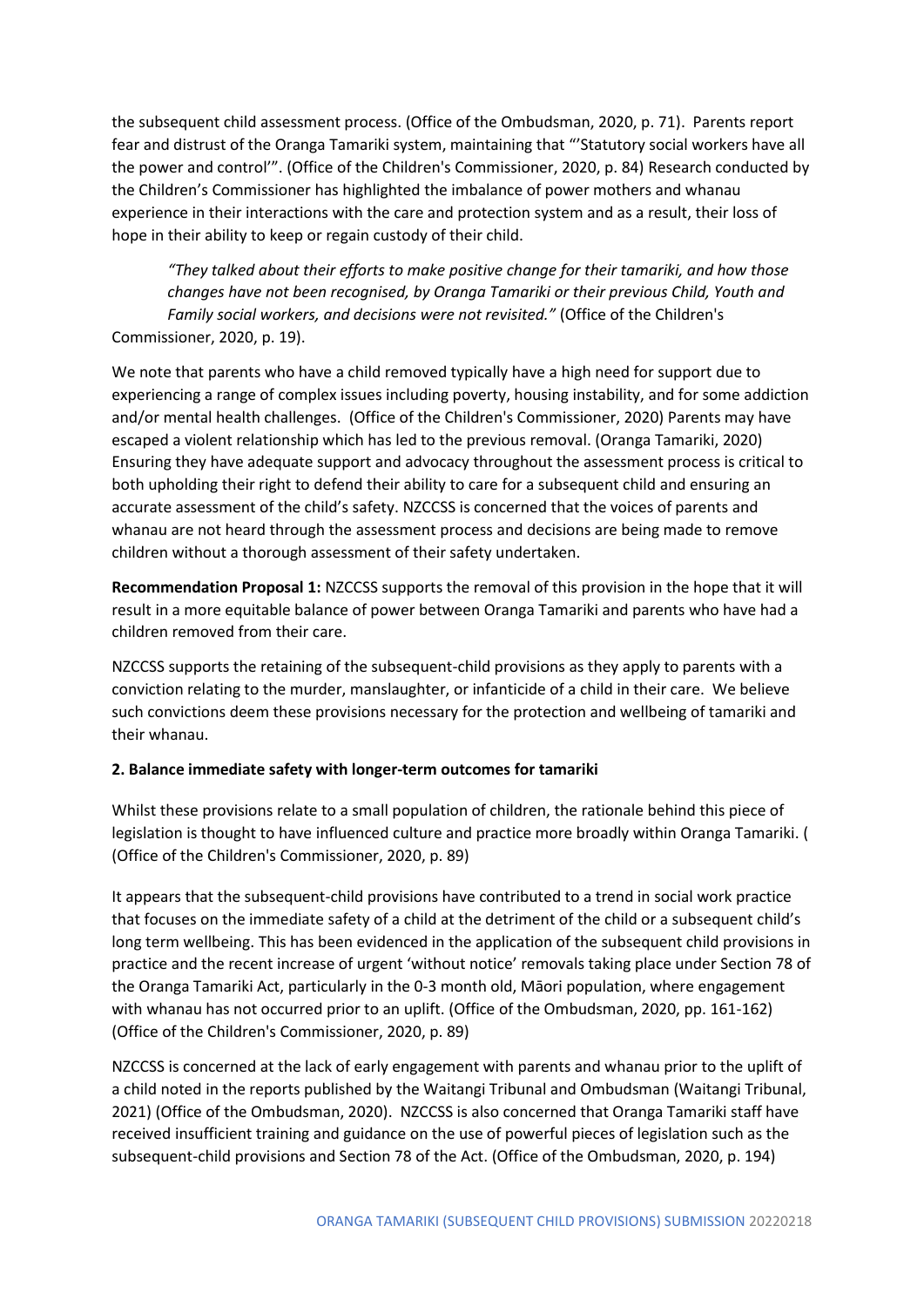the subsequent child assessment process. (Office of the Ombudsman, 2020, p. 71). Parents report fear and distrust of the Oranga Tamariki system, maintaining that "'Statutory social workers have all the power and control'". (Office of the Children's Commissioner, 2020, p. 84) Research conducted by the Children's Commissioner has highlighted the imbalance of power mothers and whanau experience in their interactions with the care and protection system and as a result, their loss of hope in their ability to keep or regain custody of their child.

> *"They talked about their efforts to make positive change for their tamariki, and how those changes have not been recognised, by Oranga Tamariki or their previous Child, Youth and Family social workers, and decisions were not revisited."* (Office of the Children's Commissioner, 2020, p. 19).

We note that parents who have a child removed typically have a high need for support due to experiencing a range of complex issues including poverty, housing instability, and for some addiction and/or mental health challenges. (Office of the Children's Commissioner, 2020) Parents may have escaped a violent relationship which has led to the previous removal. (Oranga Tamariki, 2020) Ensuring they have adequate support and advocacy throughout the assessment process is critical to both upholding their right to defend their ability to care for a subsequent child and ensuring an accurate assessment of the child's safety. NZCCSS is concerned that the voices of parents and whanau are not heard through the assessment process and decisions are being made to remove children without a thorough assessment of their safety undertaken.

**Recommendation Proposal 1:** NZCCSS supports the removal of this provision in the hope that it will result in a more equitable balance of power between Oranga Tamariki and parents who have had a children removed from their care.

NZCCSS supports the retaining of the subsequent-child provisions as they apply to parents with a conviction relating to the murder, manslaughter, or infanticide of a child in their care. We believe such convictions deem these provisions necessary for the protection and wellbeing of tamariki and their whanau.

**2. Balance immediate safety with longer-term outcomes for tamariki**

Whilst these provisions relate to a small population of children, the rationale behind this piece of legislation is thought to have influenced culture and practice more broadly within Oranga Tamariki. ( (Office of the Children's Commissioner, 2020, p. 89)

It appears that the subsequent-child provisions have contributed to a trend in social work practice that focuses on the immediate safety of a child at the detriment of the child or a subsequent child's long term wellbeing. This has been evidenced in the application of the subsequent child provisions in practice and the recent increase of urgent 'without notice' removals taking place under Section 78 of the Oranga Tamariki Act, particularly in the 0-3 month old, Māori population, where engagement with whanau has not occurred prior to an uplift. (Office of the Ombudsman, 2020, pp. 161-162) (Office of the Children's Commissioner, 2020, p. 89)

NZCCSS is concerned at the lack of early engagement with parents and whanau prior to the uplift of a child noted in the reports published by the Waitangi Tribunal and Ombudsman (Waitangi Tribunal, 2021) (Office of the Ombudsman, 2020). NZCCSS is also concerned that Oranga Tamariki staff have received insufficient training and guidance on the use of powerful pieces of legislation such as the subsequent-child provisions and Section 78 of the Act. (Office of the Ombudsman, 2020, p. 194)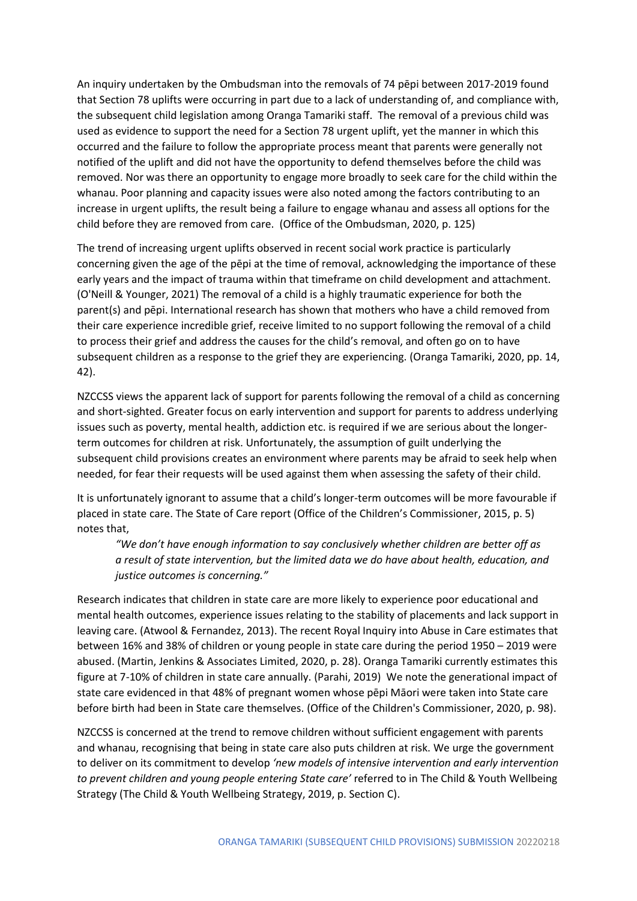An inquiry undertaken by the Ombudsman into the removals of 74 pēpi between 2017-2019 found that Section 78 uplifts were occurring in part due to a lack of understanding of, and compliance with, the subsequent child legislation among Oranga Tamariki staff. The removal of a previous child was used as evidence to support the need for a Section 78 urgent uplift, yet the manner in which this occurred and the failure to follow the appropriate process meant that parents were generally not notified of the uplift and did not have the opportunity to defend themselves before the child was removed. Nor was there an opportunity to engage more broadly to seek care for the child within the whanau. Poor planning and capacity issues were also noted among the factors contributing to an increase in urgent uplifts, the result being a failure to engage whanau and assess all options for the child before they are removed from care. (Office of the Ombudsman, 2020, p. 125)

The trend of increasing urgent uplifts observed in recent social work practice is particularly concerning given the age of the pēpi at the time of removal, acknowledging the importance of these early years and the impact of trauma within that timeframe on child development and attachment. (O'Neill & Younger, 2021) The removal of a child is a highly traumatic experience for both the parent(s) and pēpi. International research has shown that mothers who have a child removed from their care experience incredible grief, receive limited to no support following the removal of a child to process their grief and address the causes for the child's removal, and often go on to have subsequent children as a response to the grief they are experiencing. (Oranga Tamariki, 2020, pp. 14, 42).

NZCCSS views the apparent lack of support for parents following the removal of a child as concerning and short-sighted. Greater focus on early intervention and support for parents to address underlying issues such as poverty, mental health, addiction etc. is required if we are serious about the longer-term outcomes for children at risk. Unfortunately, the assumption of guilt underlying the subsequent child provisions creates an environment where parents may be afraid to seek help when needed, for fear their requests will be used against them when assessing the safety of their child.

It is unfortunately ignorant to assume that a child's longer-term outcomes will be more favourable if placed in state care. The State of Care report (Office of the Children's Commissioner, 2015, p. 5) notes that,

> *"We don't have enough information to say conclusively whether children are better off as a result of state intervention, but the limited data we do have about health, education, and justice outcomes is concerning."*

Research indicates that children in state care are more likely to experience poor educational and mental health outcomes, experience issues relating to the stability of placements and lack support in leaving care. (Atwool & Fernandez, 2013). The recent Royal Inquiry into Abuse in Care estimates that between 16% and 38% of children or young people in state care during the period 1950 – 2019 were abused. (Martin, Jenkins & Associates Limited, 2020, p. 28). Oranga Tamariki currently estimates this figure at 7-10% of children in state care annually. (Parahi, 2019) We note the generational impact of state care evidenced in that 48% of pregnant women whose pēpi Māori were taken into State care before birth had been in State care themselves. (Office of the Children's Commissioner, 2020, p. 98).

NZCCSS is concerned at the trend to remove children without sufficient engagement with parents and whanau, recognising that being in state care also puts children at risk. We urge the government to deliver on its commitment to develop *'new models of intensive intervention and early intervention to prevent children and young people entering State care'* referred to in The Child & Youth Wellbeing Strategy (The Child & Youth Wellbeing Strategy, 2019, p. Section C).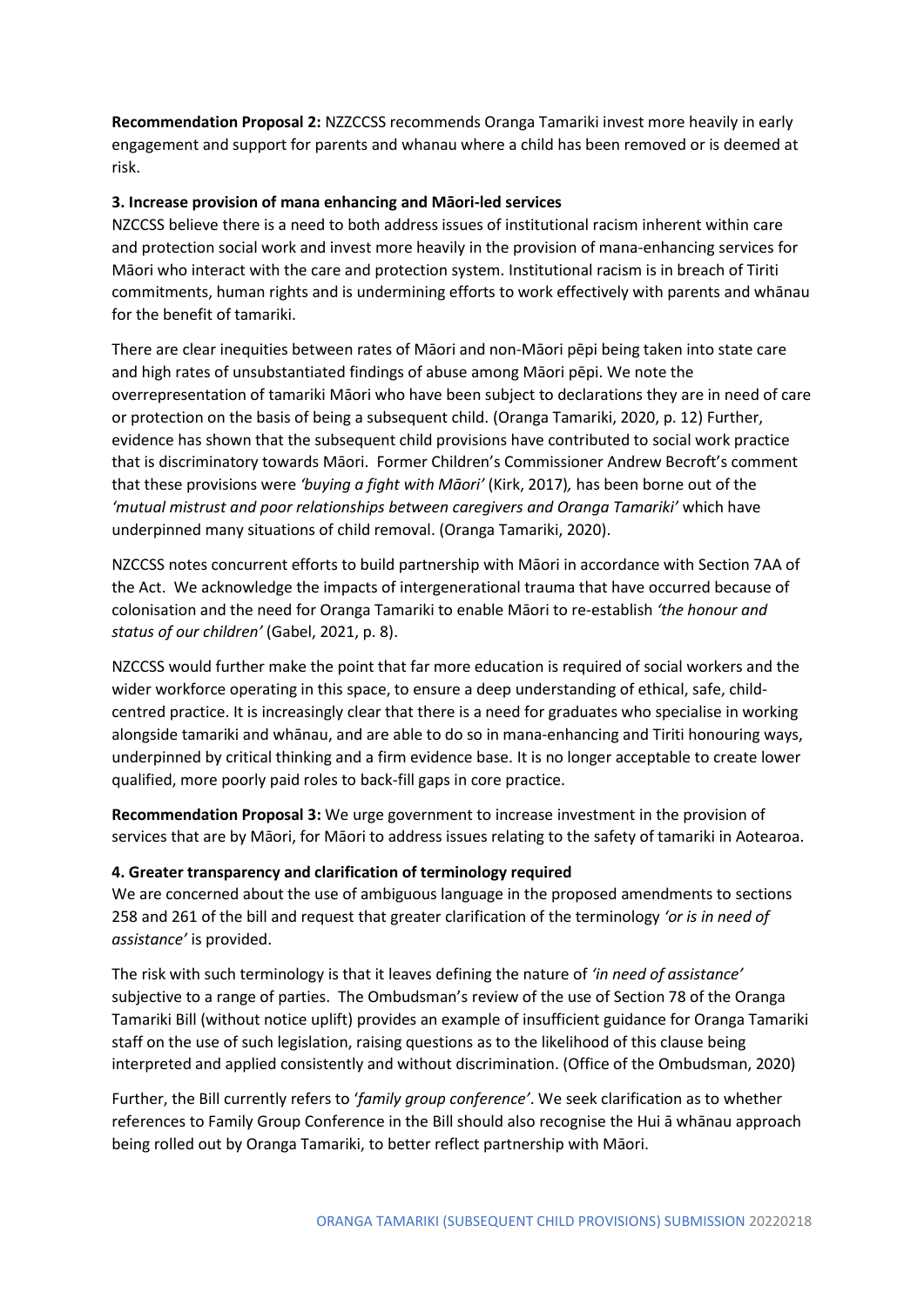**Recommendation Proposal 2:** NZCCSS recommends Oranga Tamariki invest more heavily in early engagement and support for parents and whanau where a child has been removed or is deemed at risk.

**3. Increase provision of mana enhancing and Māori-led services**

NZCCSS believe there is a need to both address issues of institutional racism inherent within care and protection social work and invest more heavily in the provision of mana-enhancing services for Māori who interact with the care and protection system. Institutional racism is in breach of Tiriti commitments, human rights and is undermining efforts to work effectively with parents and whānau for the benefit of tamariki.

There are clear inequities between rates of Māori and non-Māori pēpi being taken into state care and high rates of unsubstantiated findings of abuse among Māori pēpi. We note the overrepresentation of tamariki Māori who have been subject to declarations they are in need of care or protection on the basis of being a subsequent child. (Oranga Tamariki, 2020, p. 12) Further, evidence has shown that the subsequent child provisions have contributed to social work practice that is discriminatory towards Māori. Former Children's Commissioner Andrew Becroft's comment that these provisions were *'buying a fight with Māori'* (Kirk, 2017), has been borne out of the *'mutual mistrust and poor relationships between caregivers and Oranga Tamariki'* which have underpinned many situations of child removal. (Oranga Tamariki, 2020).

NZCCSS notes concurrent efforts to build partnership with Māori in accordance with Section 7AA of the Act. We acknowledge the impacts of intergenerational trauma that have occurred because of colonisation and the need for Oranga Tamariki to enable Māori to re-establish *'the honour and status of our children'* (Gabel, 2021, p. 8).

NZCCSS would further make the point that far more education is required of social workers and the wider workforce operating in this space, to ensure a deep understanding of ethical, safe, child-centred practice. It is increasingly clear that there is a need for graduates who specialise in working alongside tamariki and whānau, and are able to do so in mana-enhancing and Tiriti honouring ways, underpinned by critical thinking and a firm evidence base. It is no longer acceptable to create lower qualified, more poorly paid roles to back-fill gaps in core practice.

**Recommendation Proposal 3:** We urge government to increase investment in the provision of services that are by Māori, for Māori to address issues relating to the safety of tamariki in Aotearoa.

**4. Greater transparency and clarification of terminology required**

We are concerned about the use of ambiguous language in the proposed amendments to sections 258 and 261 of the bill and request that greater clarification of the terminology *'or is in need of assistance'* is provided.

The risk with such terminology is that it leaves defining the nature of *'in need of assistance'* subjective to a range of parties. The Ombudsman's review of the use of Section 78 of the Oranga Tamariki Bill (without notice uplift) provides an example of insufficient guidance for Oranga Tamariki staff on the use of such legislation, raising questions as to the likelihood of this clause being interpreted and applied consistently and without discrimination. (Office of the Ombudsman, 2020)

Further, the Bill currently refers to '*family group conference*'. We seek clarification as to whether references to Family Group Conference in the Bill should also recognise the Hui ā whānau approach being rolled out by Oranga Tamariki, to better reflect partnership with Māori.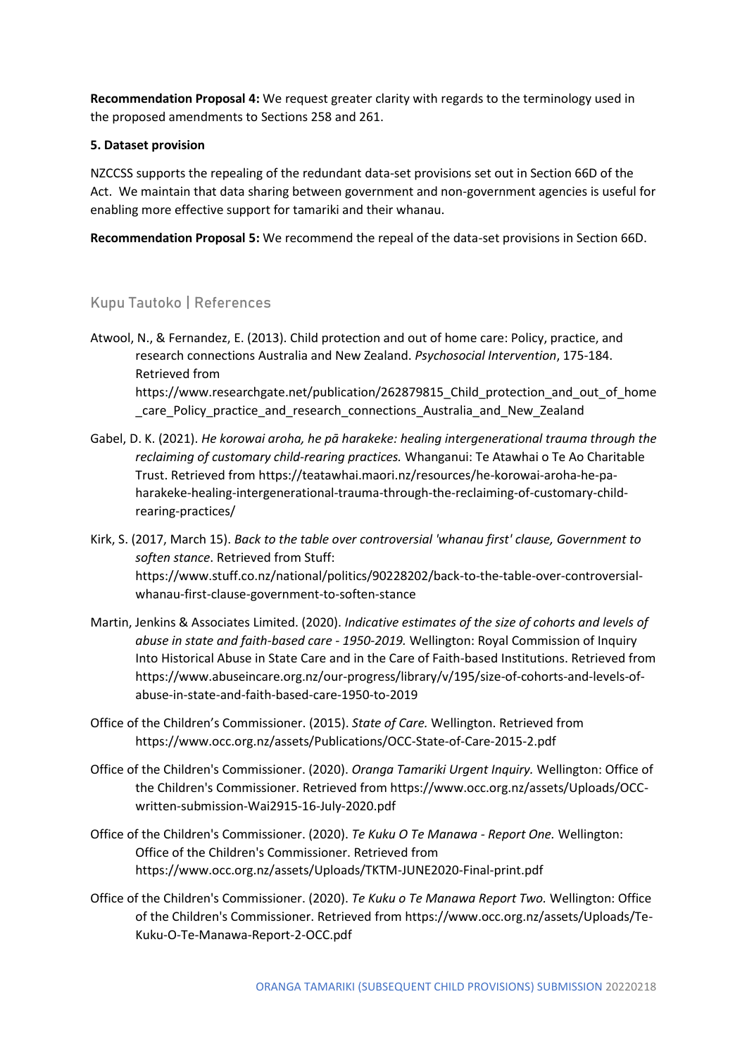**Recommendation Proposal 4:** We request greater clarity with regards to the terminology used in the proposed amendments to Sections 258 and 261.

**5. Dataset provision**

NZCCSS supports the repealing of the redundant data-set provisions set out in Section 66D of the Act. We maintain that data sharing between government and non-government agencies is useful for enabling more effective support for tamariki and their whanau.

**Recommendation Proposal 5:** We recommend the repeal of the data-set provisions in Section 66D.

## Kupu Tautoko | References

Atwool, N., & Fernandez, E. (2013). Child protection and out of home care: Policy, practice, and research connections Australia and New Zealand. *Psychosocial Intervention*, 175-184. Retrieved from https://www.researchgate.net/publication/262879815_Child_protection_and_out_of_home_care_Policy_practice_and_research_connections_Australia_and_New_Zealand

Gabel, D. K. (2021). *He korowai aroha, he pā harakeke: healing intergenerational trauma through the reclaiming of customary child-rearing practices.* Whanganui: Te Atawhai o Te Ao Charitable Trust. Retrieved from https://teatawhai.maori.nz/resources/he-korowai-aroha-he-pa-harakeke-healing-intergenerational-trauma-through-the-reclaiming-of-customary-child-rearing-practices/

Kirk, S. (2017, March 15). *Back to the table over controversial 'whanau first' clause, Government to soften stance*. Retrieved from Stuff: https://www.stuff.co.nz/national/politics/90228202/back-to-the-table-over-controversial-whanau-first-clause-government-to-soften-stance

Martin, Jenkins & Associates Limited. (2020). *Indicative estimates of the size of cohorts and levels of abuse in state and faith-based care - 1950-2019.* Wellington: Royal Commission of Inquiry Into Historical Abuse in State Care and in the Care of Faith-based Institutions. Retrieved from https://www.abuseincare.org.nz/our-progress/library/v/195/size-of-cohorts-and-levels-of-abuse-in-state-and-faith-based-care-1950-to-2019

Office of the Children's Commissioner. (2015). *State of Care.* Wellington. Retrieved from https://www.occ.org.nz/assets/Publications/OCC-State-of-Care-2015-2.pdf

Office of the Children's Commissioner. (2020). *Oranga Tamariki Urgent Inquiry.* Wellington: Office of the Children's Commissioner. Retrieved from https://www.occ.org.nz/assets/Uploads/OCC-written-submission-Wai2915-16-July-2020.pdf

Office of the Children's Commissioner. (2020). *Te Kuku O Te Manawa - Report One.* Wellington: Office of the Children's Commissioner. Retrieved from https://www.occ.org.nz/assets/Uploads/TKTM-JUNE2020-Final-print.pdf

Office of the Children's Commissioner. (2020). *Te Kuku o Te Manawa Report Two.* Wellington: Office of the Children's Commissioner. Retrieved from https://www.occ.org.nz/assets/Uploads/Te-Kuku-O-Te-Manawa-Report-2-OCC.pdf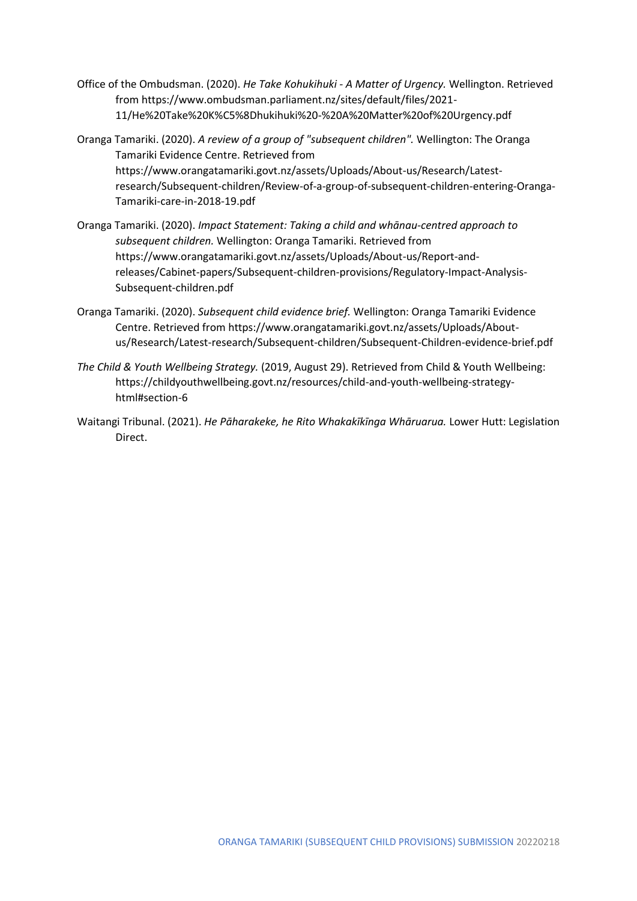Office of the Ombudsman. (2020). *He Take Kohukihuki - A Matter of Urgency.* Wellington. Retrieved from https://www.ombudsman.parliament.nz/sites/default/files/2021-11/He%20Take%20K%C5%8Dhukihuki%20-%20A%20Matter%20of%20Urgency.pdf

Oranga Tamariki. (2020). *A review of a group of "subsequent children".* Wellington: The Oranga Tamariki Evidence Centre. Retrieved from https://www.orangatamariki.govt.nz/assets/Uploads/About-us/Research/Latest-research/Subsequent-children/Review-of-a-group-of-subsequent-children-entering-Oranga-Tamariki-care-in-2018-19.pdf

Oranga Tamariki. (2020). *Impact Statement: Taking a child and whānau-centred approach to subsequent children.* Wellington: Oranga Tamariki. Retrieved from https://www.orangatamariki.govt.nz/assets/Uploads/About-us/Report-and-releases/Cabinet-papers/Subsequent-children-provisions/Regulatory-Impact-Analysis-Subsequent-children.pdf

Oranga Tamariki. (2020). *Subsequent child evidence brief.* Wellington: Oranga Tamariki Evidence Centre. Retrieved from https://www.orangatamariki.govt.nz/assets/Uploads/About-us/Research/Latest-research/Subsequent-children/Subsequent-Children-evidence-brief.pdf

*The Child & Youth Wellbeing Strategy.* (2019, August 29). Retrieved from Child & Youth Wellbeing: https://childyouthwellbeing.govt.nz/resources/child-and-youth-wellbeing-strategy-html#section-6

Waitangi Tribunal. (2021). *He Pāharakeke, he Rito Whakakīkīnga Whāruarua.* Lower Hutt: Legislation Direct.